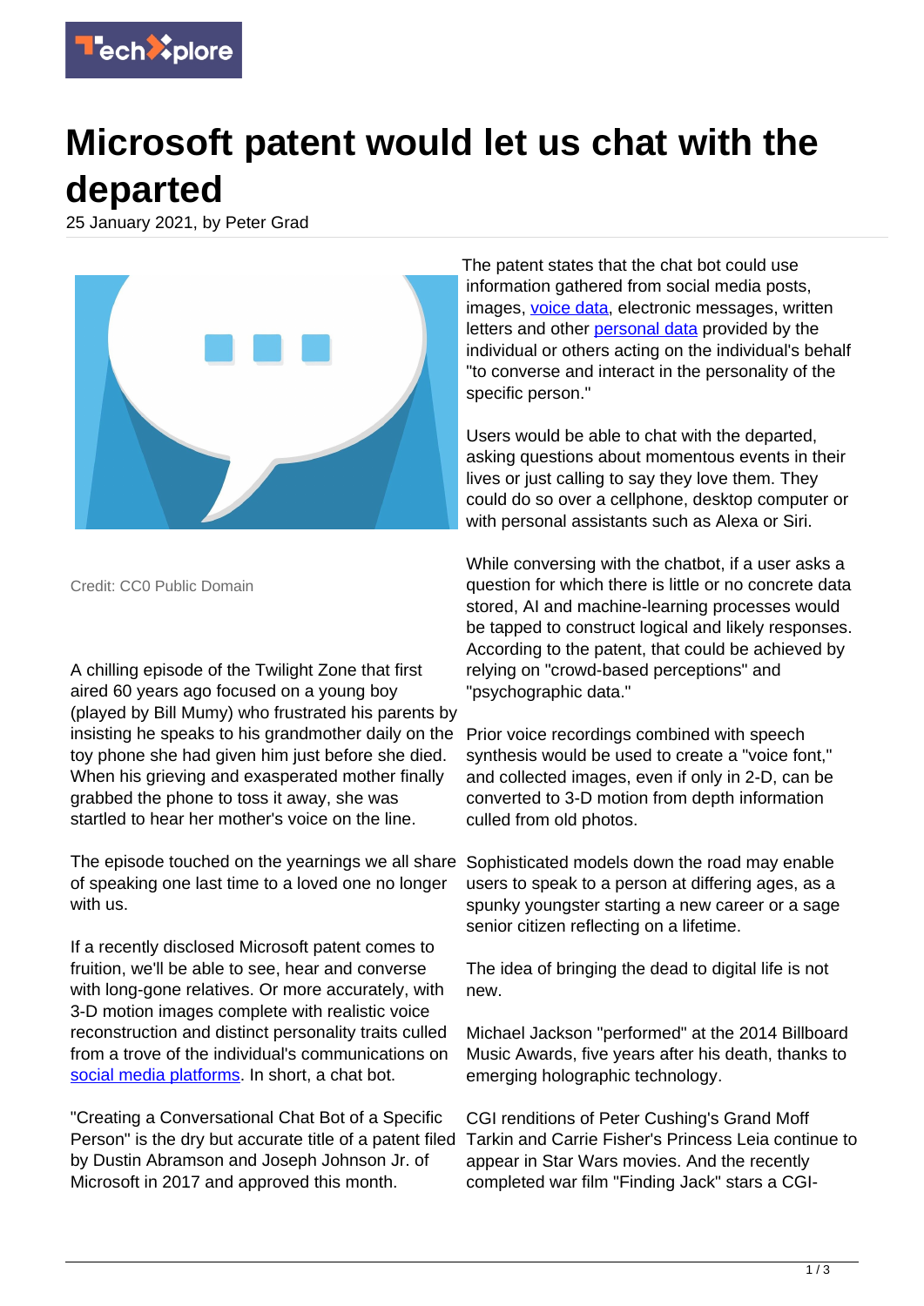# Microsoft patent would let us chat with the departed

25 January 2021, by Peter Grad

Credit: CC0 Public Domain

A chilling episode of the Twilight Zone that first aired 60 years ago focused on a young boy (played by Bill Mumy) who frustrated his parents by insisting he speaks to his grandmother daily on the toy phone she had given him just before she died. When his grieving and exasperated mother finally grabbed the phone to toss it away, she was startled to hear her mother's voice on the line.

The episode touched on the yearnings we all share of speaking one last time to a loved one no longer with us.

If a recently disclosed Microsoft patent comes to fruition, we'll be able to see, hear and converse with long-gone relatives. Or more accurately, with 3-D motion images complete with realistic voice reconstruction and distinct personality traits culled from a trove of the individual's communications on social media platforms. In short, a chat bot.

"Creating a Conversational Chat Bot of a Specific Person" is the dry but accurate title of a patent filed by Dustin Abramson and Joseph Johnson Jr. of Microsoft in 2017 and approved this month.

The patent states that the chat bot could use information gathered from social media posts, images, voice data, electronic messages, written letters and other personal data provided by the individual or others acting on the individual's behalf "to converse and interact in the personality of the specific person."

Users would be able to chat with the departed, asking questions about momentous events in their lives or just calling to say they love them. They could do so over a cellphone, desktop computer or with personal assistants such as Alexa or Siri.

While conversing with the chatbot, if a user asks a question for which there is little or no concrete data stored, AI and machine-learning processes would be tapped to construct logical and likely responses. According to the patent, that could be achieved by relying on "crowd-based perceptions" and "psychographic data."

Prior voice recordings combined with speech synthesis would be used to create a "voice font," and collected images, even if only in 2-D, can be converted to 3-D motion from depth information culled from old photos.

Sophisticated models down the road may enable users to speak to a person at differing ages, as a spunky youngster starting a new career or a sage senior citizen reflecting on a lifetime.

The idea of bringing the dead to digital life is not new.

Michael Jackson "performed" at the 2014 Billboard Music Awards, five years after his death, thanks to emerging holographic technology.

CGI renditions of Peter Cushing's Grand Moff Tarkin and Carrie Fisher's Princess Leia continue to appear in Star Wars movies. And the recently completed war film "Finding Jack" stars a CGI-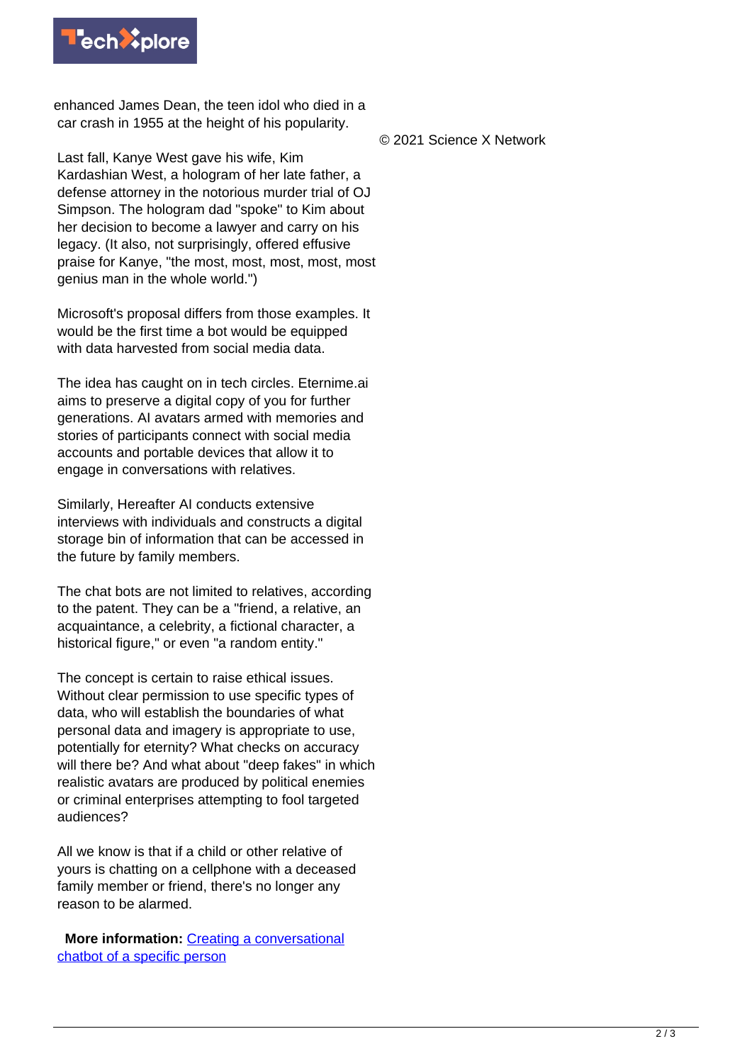enhanced James Dean, the teen idol who died in a car crash in 1955 at the height of his popularity.

Last fall, Kanye West gave his wife, Kim Kardashian West, a hologram of her late father, a defense attorney in the notorious murder trial of OJ Simpson. The hologram dad "spoke" to Kim about her decision to become a lawyer and carry on his legacy. (It also, not surprisingly, offered effusive praise for Kanye, "the most, most, most, most, most genius man in the whole world.")

Microsoft's proposal differs from those examples. It would be the first time a bot would be equipped with data harvested from social media data.

The idea has caught on in tech circles. Eternime.ai aims to preserve a digital copy of you for further generations. AI avatars armed with memories and stories of participants connect with social media accounts and portable devices that allow it to engage in conversations with relatives.

Similarly, Hereafter AI conducts extensive interviews with individuals and constructs a digital storage bin of information that can be accessed in the future by family members.

The chat bots are not limited to relatives, according to the patent. They can be a "friend, a relative, an acquaintance, a celebrity, a fictional character, a historical figure," or even "a random entity."

The concept is certain to raise ethical issues. Without clear permission to use specific types of data, who will establish the boundaries of what personal data and imagery is appropriate to use, potentially for eternity? What checks on accuracy will there be? And what about "deep fakes" in which realistic avatars are produced by political enemies or criminal enterprises attempting to fool targeted audiences?

All we know is that if a child or other relative of yours is chatting on a cellphone with a deceased family member or friend, there's no longer any reason to be alarmed.

**More information:** Creating a conversational chatbot of a specific person

© 2021 Science X Network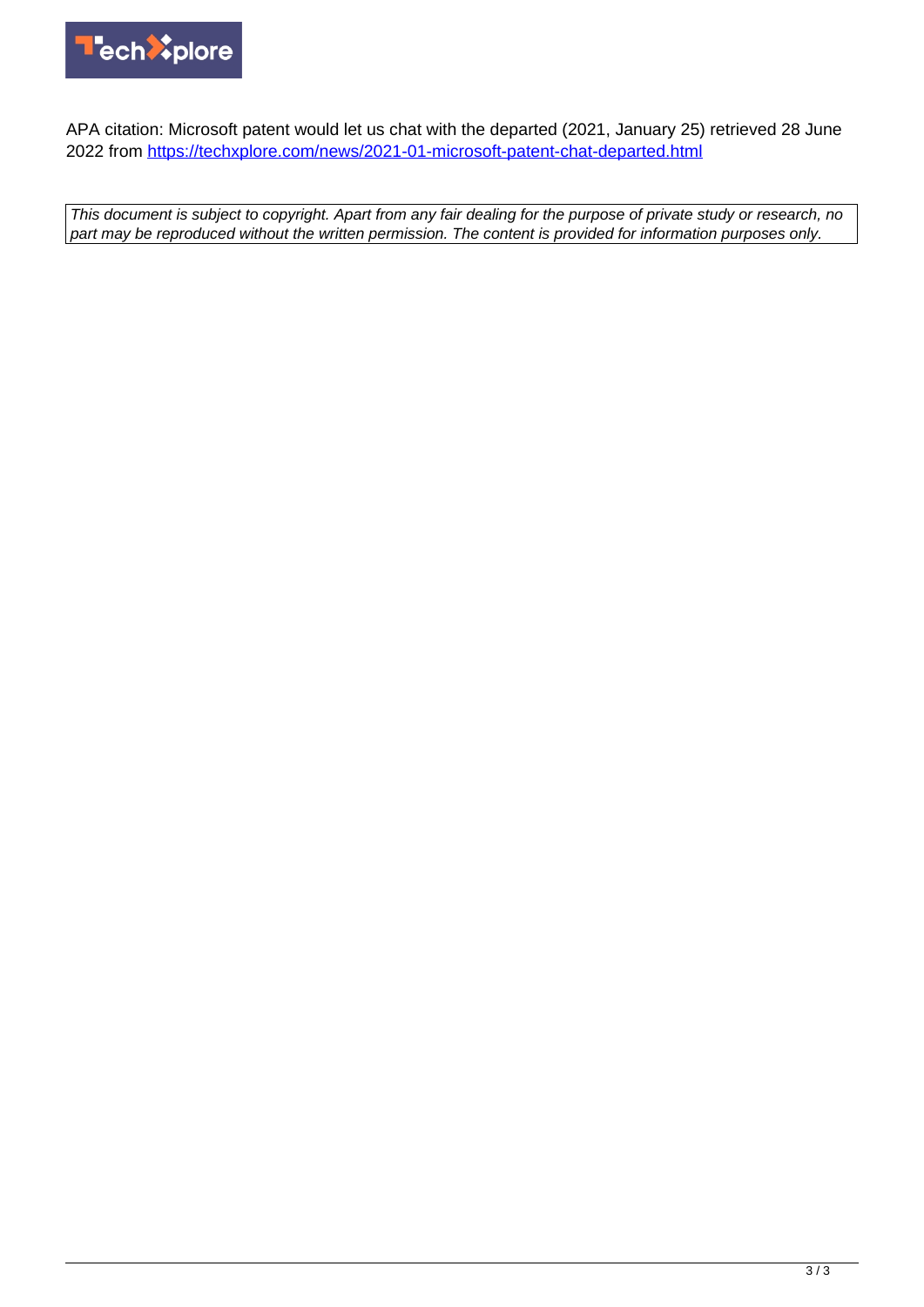APA citation: Microsoft patent would let us chat with the departed (2021, January 25) retrieved 28 June 2022 from https://techxplore.com/news/2021-01-microsoft-patent-chat-departed.html

*This document is subject to copyright. Apart from any fair dealing for the purpose of private study or research, no part may be reproduced without the written permission. The content is provided for information purposes only.*